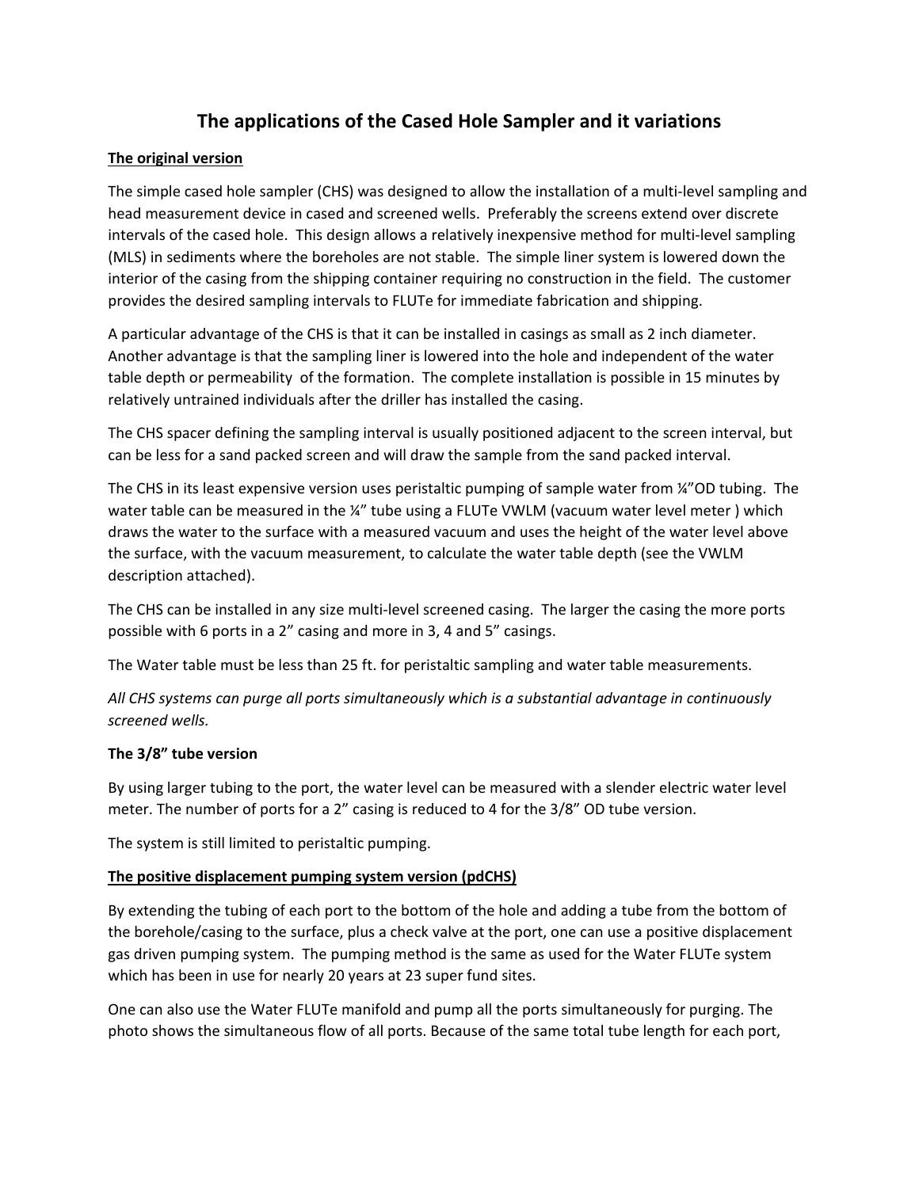# The applications of the Cased Hole Sampler and it variations

**The original version**

The simple cased hole sampler (CHS) was designed to allow the installation of a multi-level sampling and head measurement device in cased and screened wells. Preferably the screens extend over discrete intervals of the cased hole. This design allows a relatively inexpensive method for multi-level sampling (MLS) in sediments where the boreholes are not stable. The simple liner system is lowered down the interior of the casing from the shipping container requiring no construction in the field. The customer provides the desired sampling intervals to FLUTe for immediate fabrication and shipping.

A particular advantage of the CHS is that it can be installed in casings as small as 2 inch diameter. Another advantage is that the sampling liner is lowered into the hole and independent of the water table depth or permeability of the formation. The complete installation is possible in 15 minutes by relatively untrained individuals after the driller has installed the casing.

The CHS spacer defining the sampling interval is usually positioned adjacent to the screen interval, but can be less for a sand packed screen and will draw the sample from the sand packed interval.

The CHS in its least expensive version uses peristaltic pumping of sample water from ¼"OD tubing. The water table can be measured in the ¼" tube using a FLUTe VWLM (vacuum water level meter ) which draws the water to the surface with a measured vacuum and uses the height of the water level above the surface, with the vacuum measurement, to calculate the water table depth (see the VWLM description attached).

The CHS can be installed in any size multi-level screened casing. The larger the casing the more ports possible with 6 ports in a 2" casing and more in 3, 4 and 5" casings.

The Water table must be less than 25 ft. for peristaltic sampling and water table measurements.

*All CHS systems can purge all ports simultaneously which is a substantial advantage in continuously screened wells.*

**The 3/8" tube version**

By using larger tubing to the port, the water level can be measured with a slender electric water level meter. The number of ports for a 2" casing is reduced to 4 for the 3/8" OD tube version.

The system is still limited to peristaltic pumping.

**The positive displacement pumping system version (pdCHS)**

By extending the tubing of each port to the bottom of the hole and adding a tube from the bottom of the borehole/casing to the surface, plus a check valve at the port, one can use a positive displacement gas driven pumping system. The pumping method is the same as used for the Water FLUTe system which has been in use for nearly 20 years at 23 super fund sites.

One can also use the Water FLUTe manifold and pump all the ports simultaneously for purging. The photo shows the simultaneous flow of all ports. Because of the same total tube length for each port,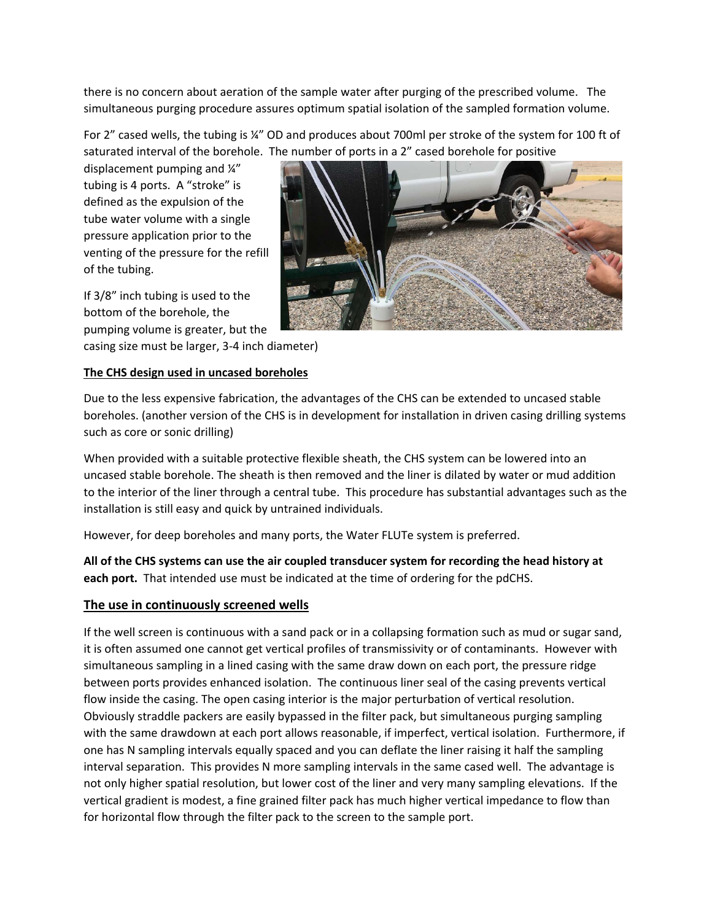there is no concern about aeration of the sample water after purging of the prescribed volume. The simultaneous purging procedure assures optimum spatial isolation of the sampled formation volume.

For 2" cased wells, the tubing is ¼" OD and produces about 700ml per stroke of the system for 100 ft of saturated interval of the borehole. The number of ports in a 2" cased borehole for positive displacement pumping and ¼" tubing is 4 ports. A "stroke" is defined as the expulsion of the tube water volume with a single pressure application prior to the venting of the pressure for the refill of the tubing.

If 3/8" inch tubing is used to the bottom of the borehole, the pumping volume is greater, but the casing size must be larger, 3-4 inch diameter)

**The CHS design used in uncased boreholes**

Due to the less expensive fabrication, the advantages of the CHS can be extended to uncased stable boreholes. (another version of the CHS is in development for installation in driven casing drilling systems such as core or sonic drilling)

When provided with a suitable protective flexible sheath, the CHS system can be lowered into an uncased stable borehole. The sheath is then removed and the liner is dilated by water or mud addition to the interior of the liner through a central tube. This procedure has substantial advantages such as the installation is still easy and quick by untrained individuals.

However, for deep boreholes and many ports, the Water FLUTe system is preferred.

**All of the CHS systems can use the air coupled transducer system for recording the head history at each port.** That intended use must be indicated at the time of ordering for the pdCHS.

## The use in continuously screened wells

If the well screen is continuous with a sand pack or in a collapsing formation such as mud or sugar sand, it is often assumed one cannot get vertical profiles of transmissivity or of contaminants. However with simultaneous sampling in a lined casing with the same draw down on each port, the pressure ridge between ports provides enhanced isolation. The continuous liner seal of the casing prevents vertical flow inside the casing. The open casing interior is the major perturbation of vertical resolution. Obviously straddle packers are easily bypassed in the filter pack, but simultaneous purging sampling with the same drawdown at each port allows reasonable, if imperfect, vertical isolation. Furthermore, if one has N sampling intervals equally spaced and you can deflate the liner raising it half the sampling interval separation. This provides N more sampling intervals in the same cased well. The advantage is not only higher spatial resolution, but lower cost of the liner and very many sampling elevations. If the vertical gradient is modest, a fine grained filter pack has much higher vertical impedance to flow than for horizontal flow through the filter pack to the screen to the sample port.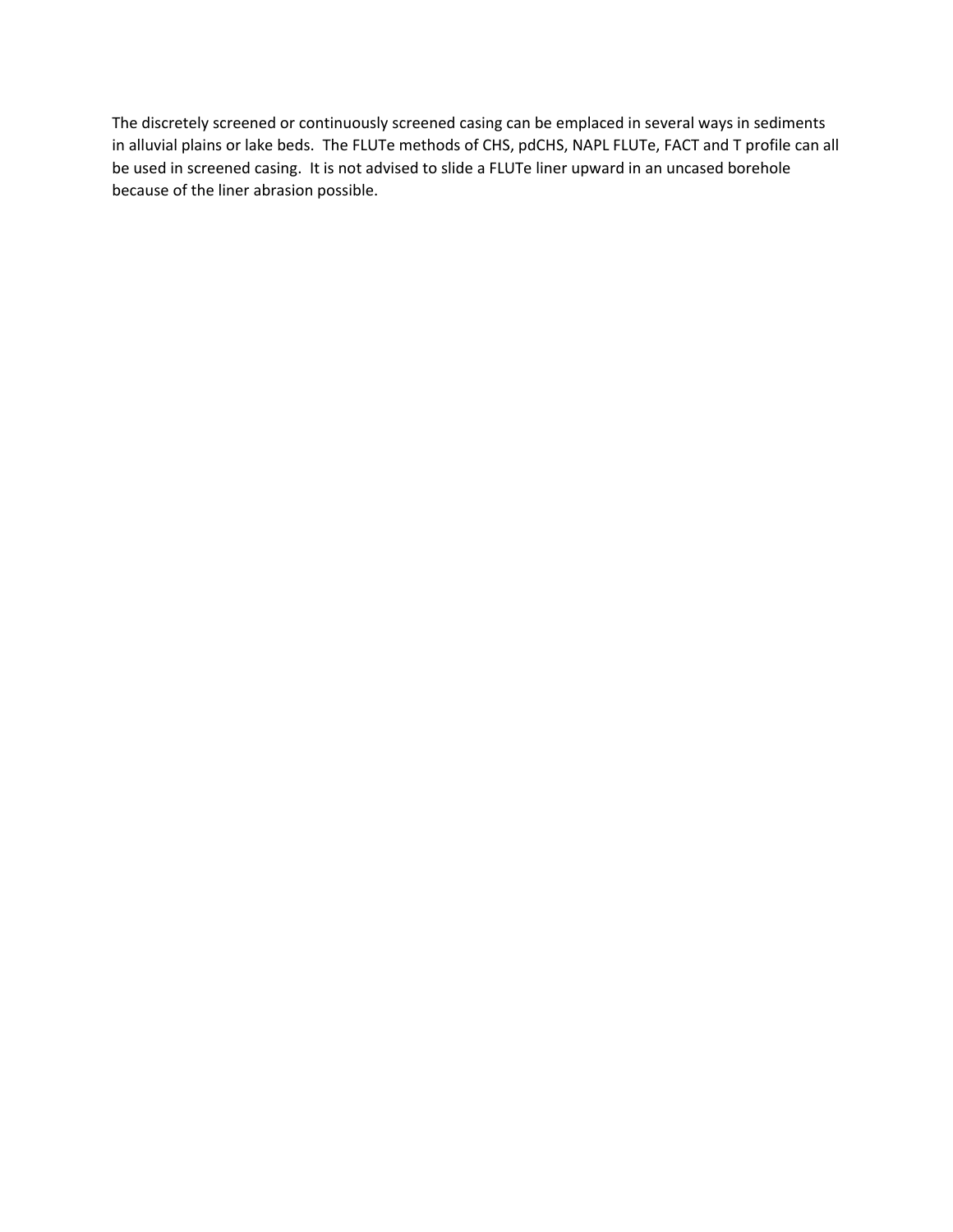The discretely screened or continuously screened casing can be emplaced in several ways in sediments in alluvial plains or lake beds. The FLUTe methods of CHS, pdCHS, NAPL FLUTe, FACT and T profile can all be used in screened casing. It is not advised to slide a FLUTe liner upward in an uncased borehole because of the liner abrasion possible.